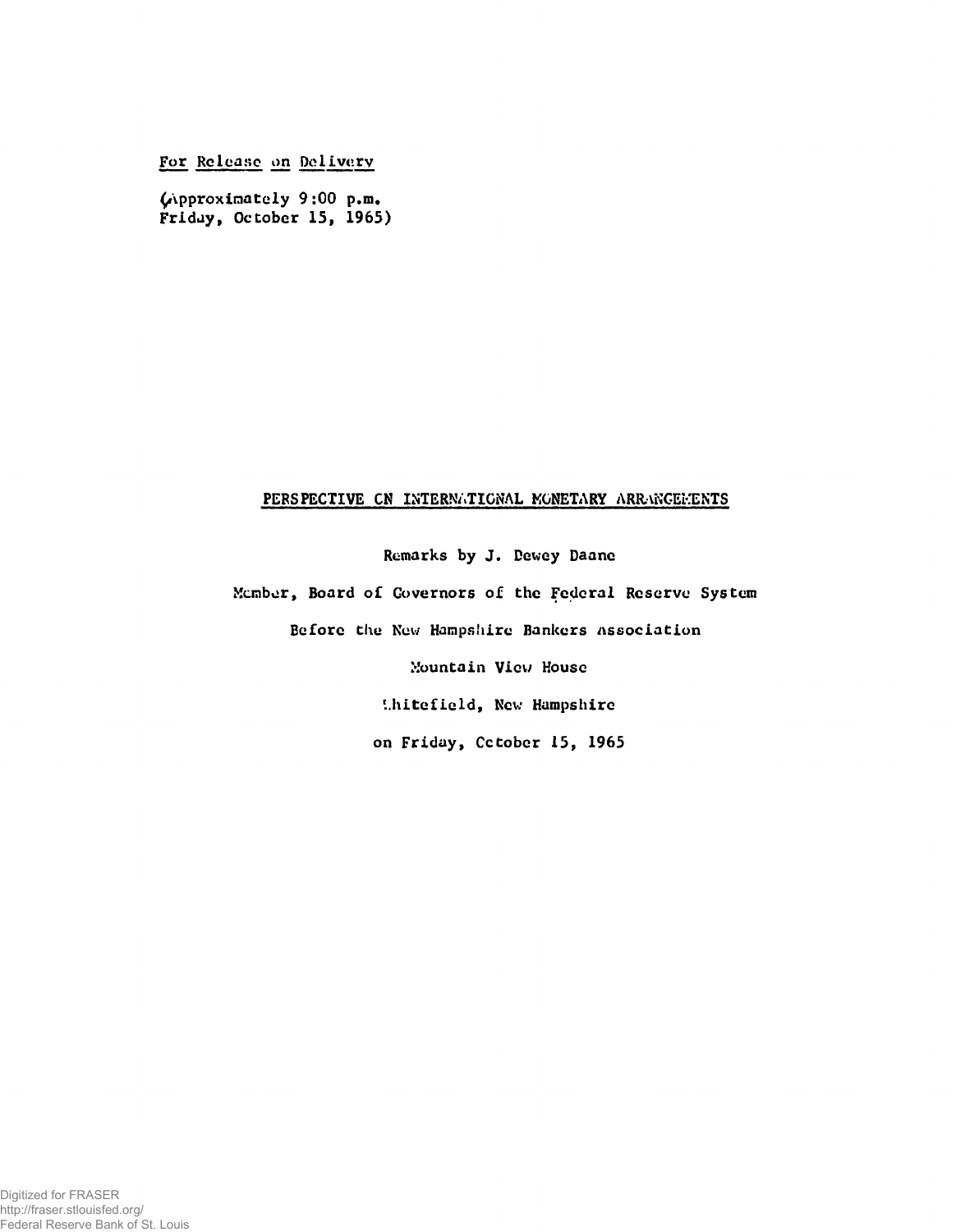For Release on Delivery

(Approximately 9:00 p.m.
Friday, October 15, 1965)

# PERSPECTIVE ON INTERNATIONAL MONETARY ARRANGEMENTS

Remarks by J. Dewey Daane

Member, Board of Governors of the Federal Reserve System

Before the New Hampshire Bankers Association

Mountain View House

Whitefield, New Hampshire

on Friday, October 15, 1965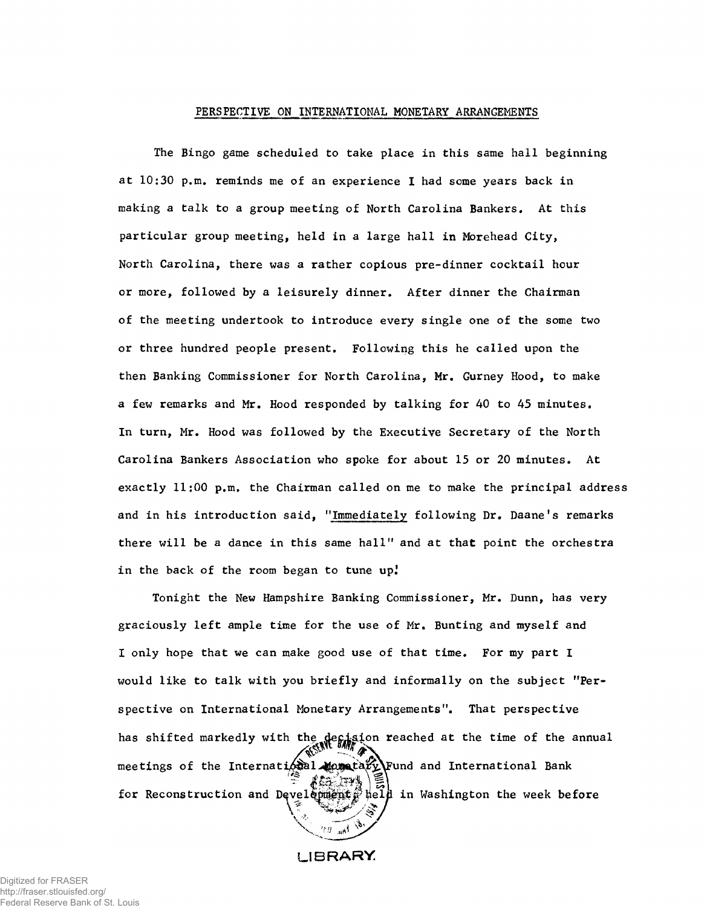# PERSPECTIVE ON INTERNATIONAL MONETARY ARRANGEMENTS

The Bingo game scheduled to take place in this same hall beginning at 10:30 p.m. reminds me of an experience I had some years back in making a talk to a group meeting of North Carolina Bankers. At this particular group meeting, held in a large hall in Morehead City, North Carolina, there was a rather copious pre-dinner cocktail hour or more, followed by a leisurely dinner. After dinner the Chairman of the meeting undertook to introduce every single one of the some two or three hundred people present. Following this he called upon the then Banking Commissioner for North Carolina, Mr. Gurney Hood, to make a few remarks and Mr. Hood responded by talking for 40 to 45 minutes. In turn, Mr. Hood was followed by the Executive Secretary of the North Carolina Bankers Association who spoke for about 15 or 20 minutes. At exactly 11:00 p.m. the Chairman called on me to make the principal address and in his introduction said, "*Immediately* following Dr. Daane's remarks there will be a dance in this same hall" and at that point the orchestra in the back of the room began to tune up!

Tonight the New Hampshire Banking Commissioner, Mr. Dunn, has very graciously left ample time for the use of Mr. Bunting and myself and I only hope that we can make good use of that time. For my part I would like to talk with you briefly and informally on the subject "Perspective on International Monetary Arrangements". That perspective has shifted markedly with the decision reached at the time of the annual meetings of the International Monetary Fund and International Bank for Reconstruction and Development held in Washington the week before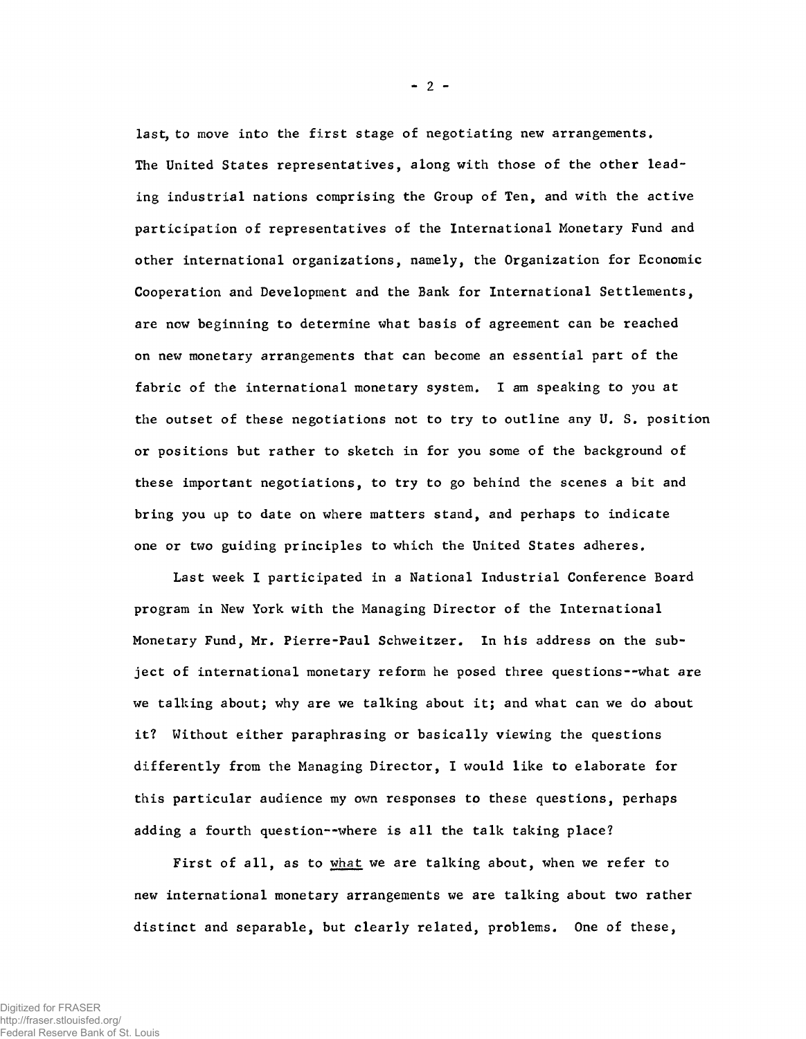last, to move into the first stage of negotiating new arrangements. The United States representatives, along with those of the other leading industrial nations comprising the Group of Ten, and with the active participation of representatives of the International Monetary Fund and other international organizations, namely, the Organization for Economic Cooperation and Development and the Bank for International Settlements, are now beginning to determine what basis of agreement can be reached on new monetary arrangements that can become an essential part of the fabric of the international monetary system. I am speaking to you at the outset of these negotiations not to try to outline any U. S. position or positions but rather to sketch in for you some of the background of these important negotiations, to try to go behind the scenes a bit and bring you up to date on where matters stand, and perhaps to indicate one or two guiding principles to which the United States adheres.

Last week I participated in a National Industrial Conference Board program in New York with the Managing Director of the International Monetary Fund, Mr. Pierre-Paul Schweitzer. In his address on the subject of international monetary reform he posed three questions--what are we talking about; why are we talking about it; and what can we do about it? Without either paraphrasing or basically viewing the questions differently from the Managing Director, I would like to elaborate for this particular audience my own responses to these questions, perhaps adding a fourth question--where is all the talk taking place?

First of all, as to _what_ we are talking about, when we refer to new international monetary arrangements we are talking about two rather distinct and separable, but clearly related, problems. One of these,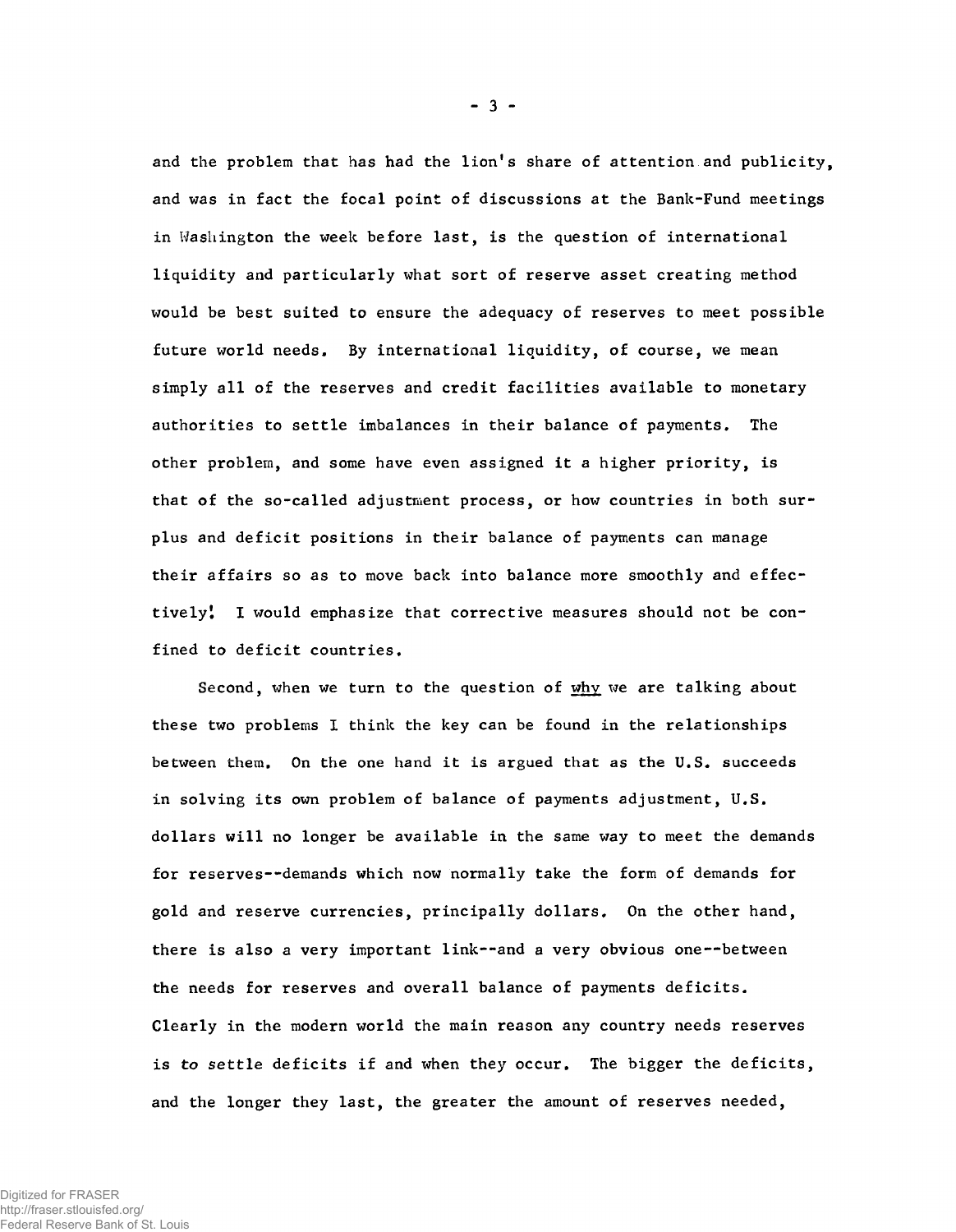and the problem that has had the lion's share of attention and publicity, and was in fact the focal point of discussions at the Bank-Fund meetings in Washington the week before last, is the question of international liquidity and particularly what sort of reserve asset creating method would be best suited to ensure the adequacy of reserves to meet possible future world needs. By international liquidity, of course, we mean simply all of the reserves and credit facilities available to monetary authorities to settle imbalances in their balance of payments. The other problem, and some have even assigned it a higher priority, is that of the so-called adjustment process, or how countries in both surplus and deficit positions in their balance of payments can manage their affairs so as to move back into balance more smoothly and effectively! I would emphasize that corrective measures should not be confined to deficit countries.

Second, when we turn to the question of <u>why</u> we are talking about these two problems I think the key can be found in the relationships between them. On the one hand it is argued that as the U.S. succeeds in solving its own problem of balance of payments adjustment, U.S. dollars will no longer be available in the same way to meet the demands for reserves--demands which now normally take the form of demands for gold and reserve currencies, principally dollars. On the other hand, there is also a very important link--and a very obvious one--between the needs for reserves and overall balance of payments deficits. Clearly in the modern world the main reason any country needs reserves is to settle deficits if and when they occur. The bigger the deficits, and the longer they last, the greater the amount of reserves needed,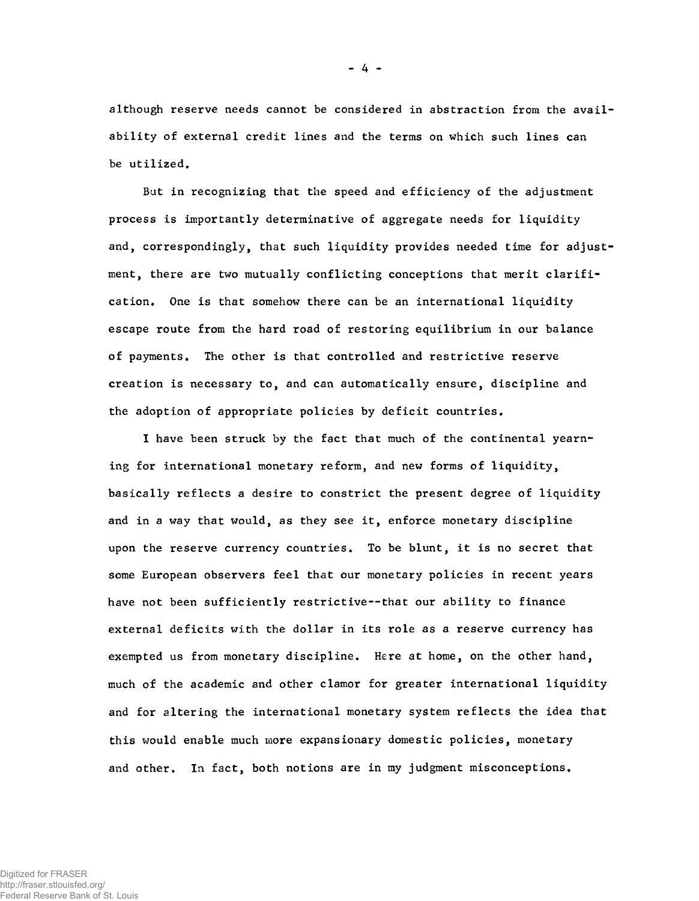although reserve needs cannot be considered in abstraction from the availability of external credit lines and the terms on which such lines can be utilized.

But in recognizing that the speed and efficiency of the adjustment process is importantly determinative of aggregate needs for liquidity and, correspondingly, that such liquidity provides needed time for adjustment, there are two mutually conflicting conceptions that merit clarification. One is that somehow there can be an international liquidity escape route from the hard road of restoring equilibrium in our balance of payments. The other is that controlled and restrictive reserve creation is necessary to, and can automatically ensure, discipline and the adoption of appropriate policies by deficit countries.

I have been struck by the fact that much of the continental yearning for international monetary reform, and new forms of liquidity, basically reflects a desire to constrict the present degree of liquidity and in a way that would, as they see it, enforce monetary discipline upon the reserve currency countries. To be blunt, it is no secret that some European observers feel that our monetary policies in recent years have not been sufficiently restrictive--that our ability to finance external deficits with the dollar in its role as a reserve currency has exempted us from monetary discipline. Here at home, on the other hand, much of the academic and other clamor for greater international liquidity and for altering the international monetary system reflects the idea that this would enable much more expansionary domestic policies, monetary and other. In fact, both notions are in my judgment misconceptions.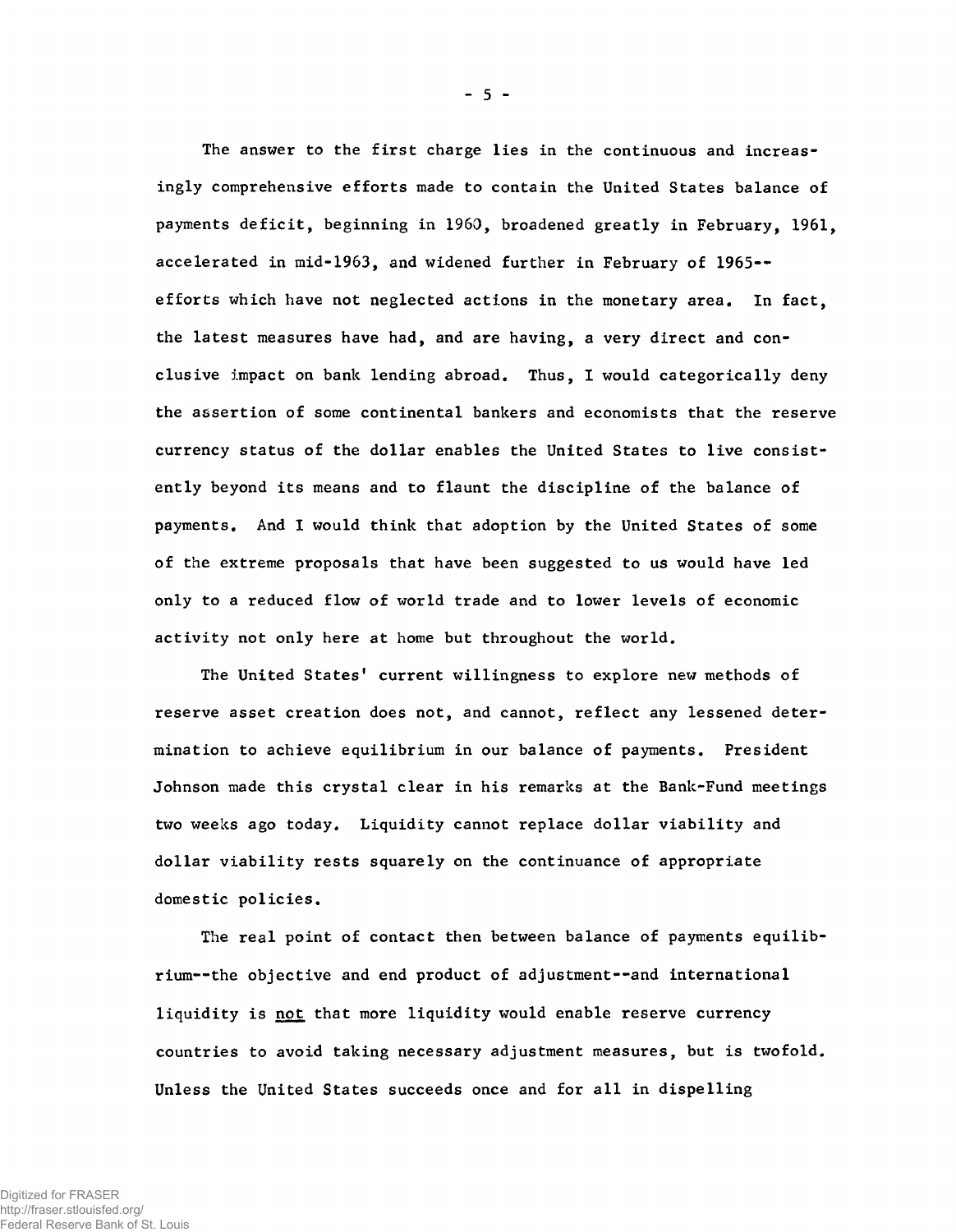The answer to the first charge lies in the continuous and increasingly comprehensive efforts made to contain the United States balance of payments deficit, beginning in 1960, broadened greatly in February, 1961, accelerated in mid-1963, and widened further in February of 1965--efforts which have not neglected actions in the monetary area. In fact, the latest measures have had, and are having, a very direct and conclusive impact on bank lending abroad. Thus, I would categorically deny the assertion of some continental bankers and economists that the reserve currency status of the dollar enables the United States to live consistently beyond its means and to flaunt the discipline of the balance of payments. And I would think that adoption by the United States of some of the extreme proposals that have been suggested to us would have led only to a reduced flow of world trade and to lower levels of economic activity not only here at home but throughout the world.

The United States' current willingness to explore new methods of reserve asset creation does not, and cannot, reflect any lessened determination to achieve equilibrium in our balance of payments. President Johnson made this crystal clear in his remarks at the Bank-Fund meetings two weeks ago today. Liquidity cannot replace dollar viability and dollar viability rests squarely on the continuance of appropriate domestic policies.

The real point of contact then between balance of payments equilibrium--the objective and end product of adjustment--and international liquidity is not that more liquidity would enable reserve currency countries to avoid taking necessary adjustment measures, but is twofold. Unless the United States succeeds once and for all in dispelling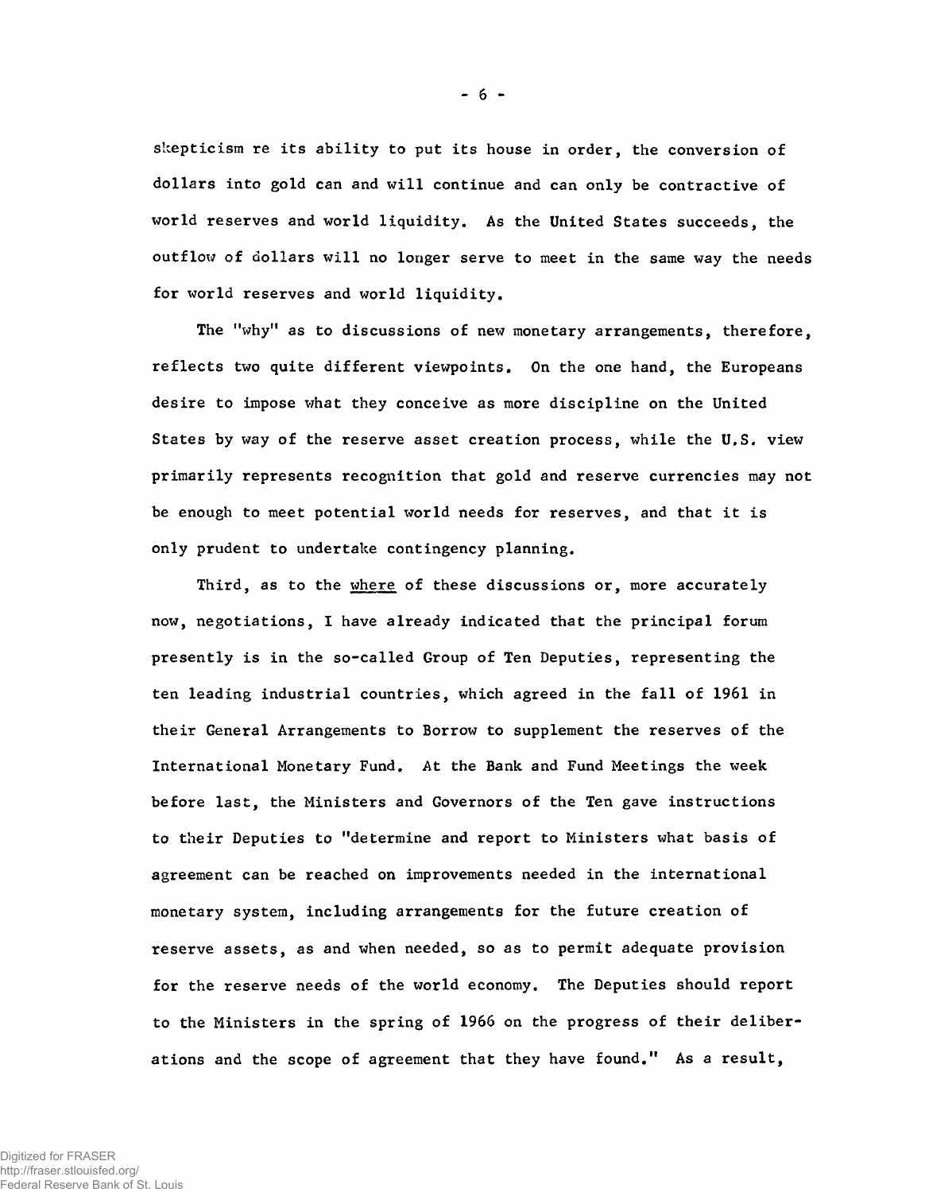skepticism re its ability to put its house in order, the conversion of dollars into gold can and will continue and can only be contractive of world reserves and world liquidity. As the United States succeeds, the outflow of dollars will no longer serve to meet in the same way the needs for world reserves and world liquidity.

The "why" as to discussions of new monetary arrangements, therefore, reflects two quite different viewpoints. On the one hand, the Europeans desire to impose what they conceive as more discipline on the United States by way of the reserve asset creation process, while the U.S. view primarily represents recognition that gold and reserve currencies may not be enough to meet potential world needs for reserves, and that it is only prudent to undertake contingency planning.

Third, as to the _where_ of these discussions or, more accurately now, negotiations, I have already indicated that the principal forum presently is in the so-called Group of Ten Deputies, representing the ten leading industrial countries, which agreed in the fall of 1961 in their General Arrangements to Borrow to supplement the reserves of the International Monetary Fund. At the Bank and Fund Meetings the week before last, the Ministers and Governors of the Ten gave instructions to their Deputies to "determine and report to Ministers what basis of agreement can be reached on improvements needed in the international monetary system, including arrangements for the future creation of reserve assets, as and when needed, so as to permit adequate provision for the reserve needs of the world economy. The Deputies should report to the Ministers in the spring of 1966 on the progress of their deliberations and the scope of agreement that they have found." As a result,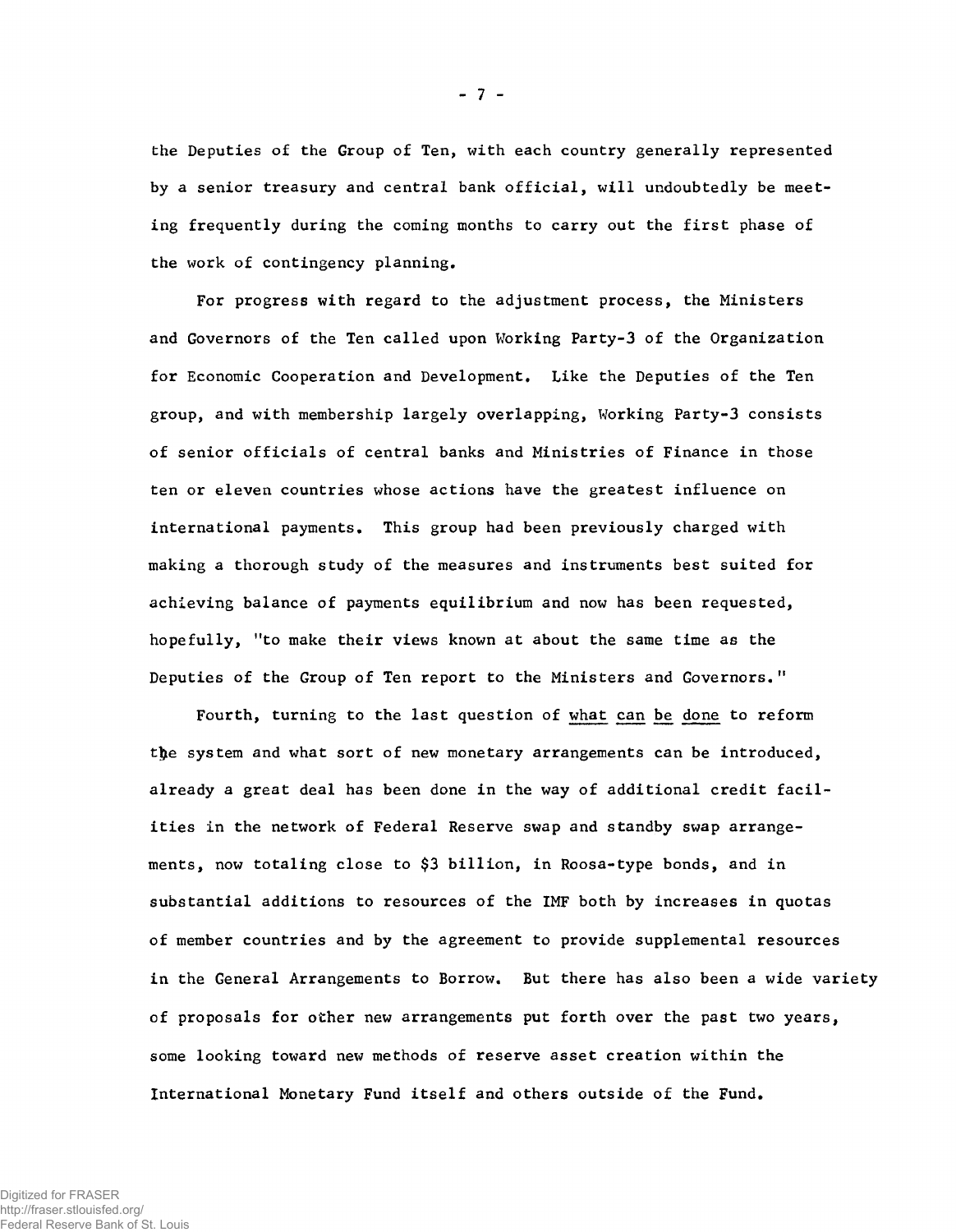the Deputies of the Group of Ten, with each country generally represented by a senior treasury and central bank official, will undoubtedly be meeting frequently during the coming months to carry out the first phase of the work of contingency planning.

For progress with regard to the adjustment process, the Ministers and Governors of the Ten called upon Working Party-3 of the Organization for Economic Cooperation and Development. Like the Deputies of the Ten group, and with membership largely overlapping, Working Party-3 consists of senior officials of central banks and Ministries of Finance in those ten or eleven countries whose actions have the greatest influence on international payments. This group had been previously charged with making a thorough study of the measures and instruments best suited for achieving balance of payments equilibrium and now has been requested, hopefully, "to make their views known at about the same time as the Deputies of the Group of Ten report to the Ministers and Governors."

Fourth, turning to the last question of what can be done to reform the system and what sort of new monetary arrangements can be introduced, already a great deal has been done in the way of additional credit facilities in the network of Federal Reserve swap and standby swap arrangements, now totaling close to $3 billion, in Roosa-type bonds, and in substantial additions to resources of the IMF both by increases in quotas of member countries and by the agreement to provide supplemental resources in the General Arrangements to Borrow. But there has also been a wide variety of proposals for other new arrangements put forth over the past two years, some looking toward new methods of reserve asset creation within the International Monetary Fund itself and others outside of the Fund.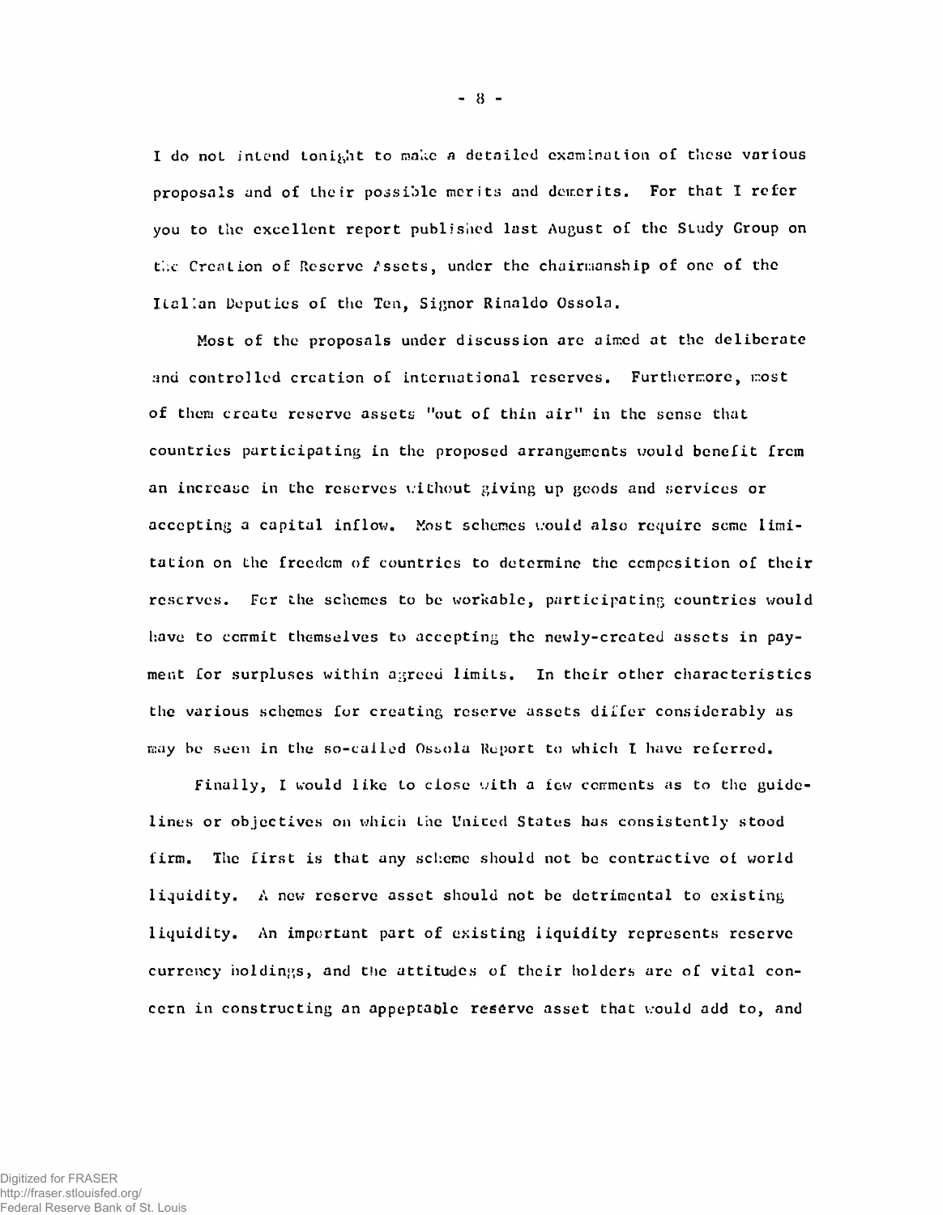I do not intend tonight to make a detailed examination of these various proposals and of their possible merits and demerits. For that I refer you to the excellent report published last August of the Study Group on the Creation of Reserve Assets, under the chairmanship of one of the Italian Deputies of the Ten, Signor Rinaldo Ossola.

Most of the proposals under discussion are aimed at the deliberate and controlled creation of international reserves. Furthermore, most of them create reserve assets "out of thin air" in the sense that countries participating in the proposed arrangements would benefit from an increase in the reserves without giving up goods and services or accepting a capital inflow. Most schemes would also require some limitation on the freedom of countries to determine the composition of their reserves. For the schemes to be workable, participating countries would have to commit themselves to accepting the newly-created assets in payment for surpluses within agreed limits. In their other characteristics the various schemes for creating reserve assets differ considerably as may be seen in the so-called Ossola Report to which I have referred.

Finally, I would like to close with a few comments as to the guidelines or objectives on which the United States has consistently stood firm. The first is that any scheme should not be contractive of world liquidity. A new reserve asset should not be detrimental to existing liquidity. An important part of existing liquidity represents reserve currency holdings, and the attitudes of their holders are of vital concern in constructing an appeptable reserve asset that would add to, and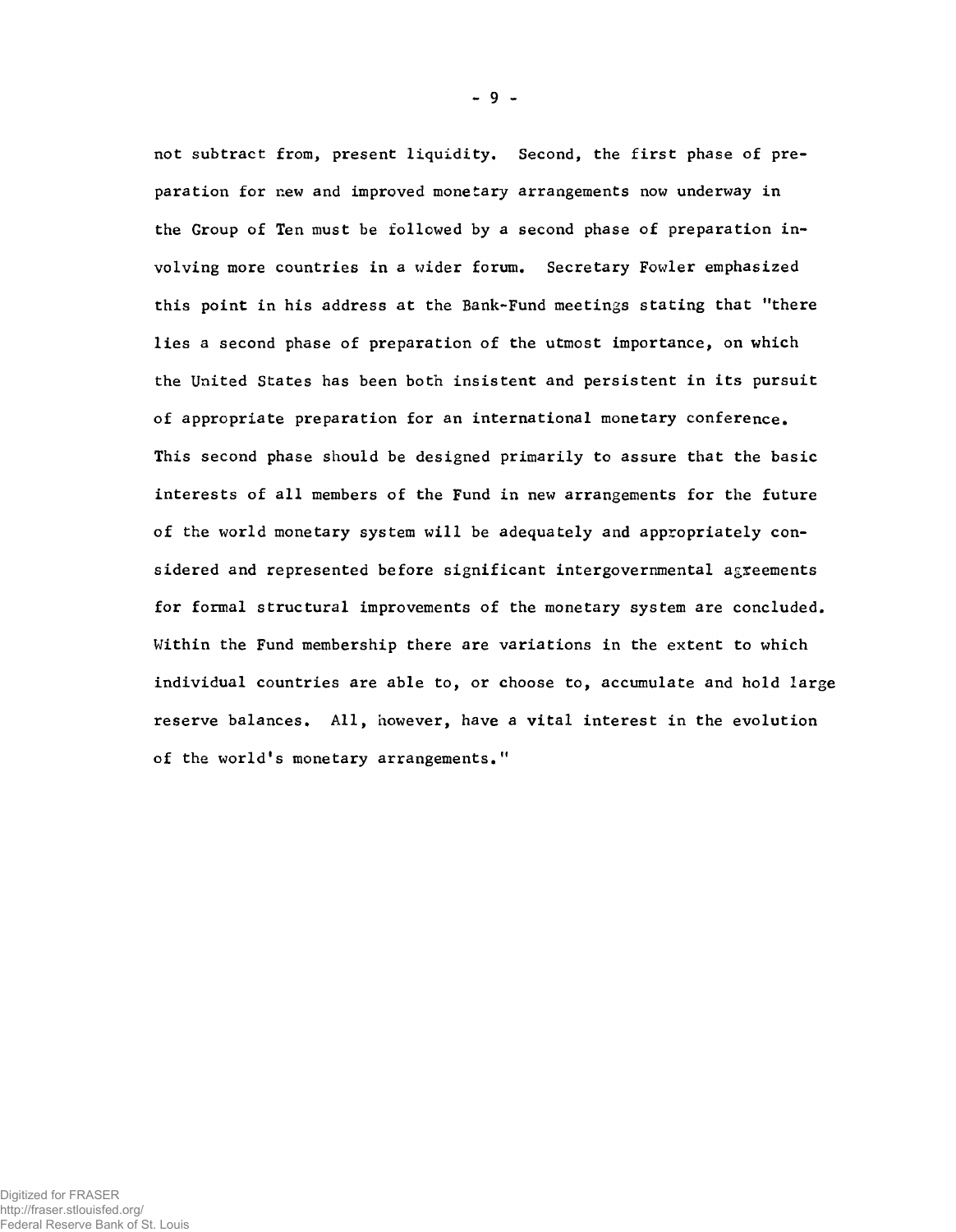not subtract from, present liquidity. Second, the first phase of preparation for new and improved monetary arrangements now underway in the Group of Ten must be followed by a second phase of preparation involving more countries in a wider forum. Secretary Fowler emphasized this point in his address at the Bank-Fund meetings stating that "there lies a second phase of preparation of the utmost importance, on which the United States has been both insistent and persistent in its pursuit of appropriate preparation for an international monetary conference. This second phase should be designed primarily to assure that the basic interests of all members of the Fund in new arrangements for the future of the world monetary system will be adequately and appropriately considered and represented before significant intergovernmental agreements for formal structural improvements of the monetary system are concluded. Within the Fund membership there are variations in the extent to which individual countries are able to, or choose to, accumulate and hold large reserve balances. All, however, have a vital interest in the evolution of the world's monetary arrangements."